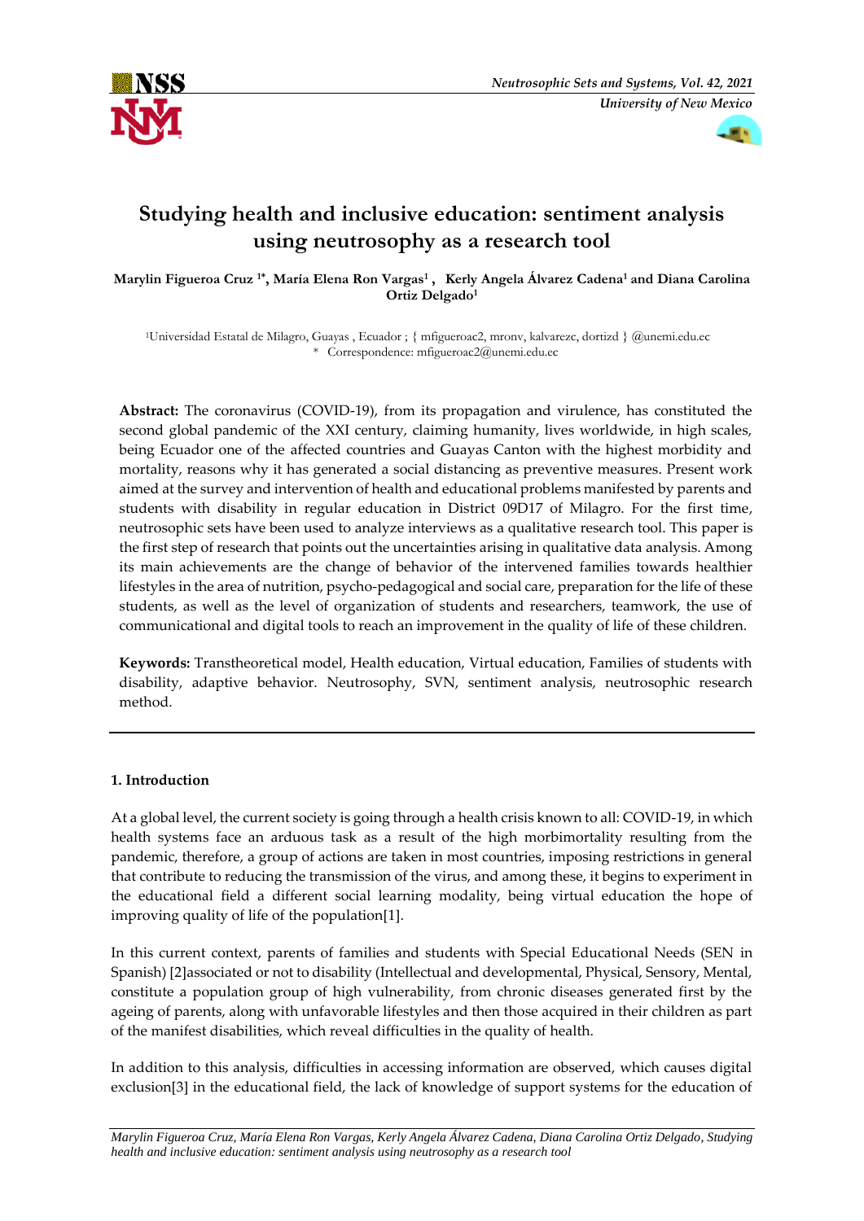# Studying health and inclusive education: sentiment analysis using neutrosophy as a research tool

**Marylin Figueroa Cruz [1*], María Elena Ron Vargas[1], Kerly Angela Álvarez Cadena[1] and Diana Carolina Ortiz Delgado[1]**

[1]Universidad Estatal de Milagro, Guayas , Ecuador ; { mfigueroac2, mronv, kalvarezc, dortizd } @unemi.edu.ec
\* Correspondence: mfigueroac2@unemi.edu.ec

**Abstract:** The coronavirus (COVID-19), from its propagation and virulence, has constituted the second global pandemic of the XXI century, claiming humanity, lives worldwide, in high scales, being Ecuador one of the affected countries and Guayas Canton with the highest morbidity and mortality, reasons why it has generated a social distancing as preventive measures. Present work aimed at the survey and intervention of health and educational problems manifested by parents and students with disability in regular education in District 09D17 of Milagro. For the first time, neutrosophic sets have been used to analyze interviews as a qualitative research tool. This paper is the first step of research that points out the uncertainties arising in qualitative data analysis. Among its main achievements are the change of behavior of the intervened families towards healthier lifestyles in the area of nutrition, psycho-pedagogical and social care, preparation for the life of these students, as well as the level of organization of students and researchers, teamwork, the use of communicational and digital tools to reach an improvement in the quality of life of these children.

**Keywords:** Transtheoretical model, Health education, Virtual education, Families of students with disability, adaptive behavior. Neutrosophy, SVN, sentiment analysis, neutrosophic research method.

## 1. Introduction

At a global level, the current society is going through a health crisis known to all: COVID-19, in which health systems face an arduous task as a result of the high morbimortality resulting from the pandemic, therefore, a group of actions are taken in most countries, imposing restrictions in general that contribute to reducing the transmission of the virus, and among these, it begins to experiment in the educational field a different social learning modality, being virtual education the hope of improving quality of life of the population[1].

In this current context, parents of families and students with Special Educational Needs (SEN in Spanish) [2]associated or not to disability (Intellectual and developmental, Physical, Sensory, Mental, constitute a population group of high vulnerability, from chronic diseases generated first by the ageing of parents, along with unfavorable lifestyles and then those acquired in their children as part of the manifest disabilities, which reveal difficulties in the quality of health.

In addition to this analysis, difficulties in accessing information are observed, which causes digital exclusion[3] in the educational field, the lack of knowledge of support systems for the education of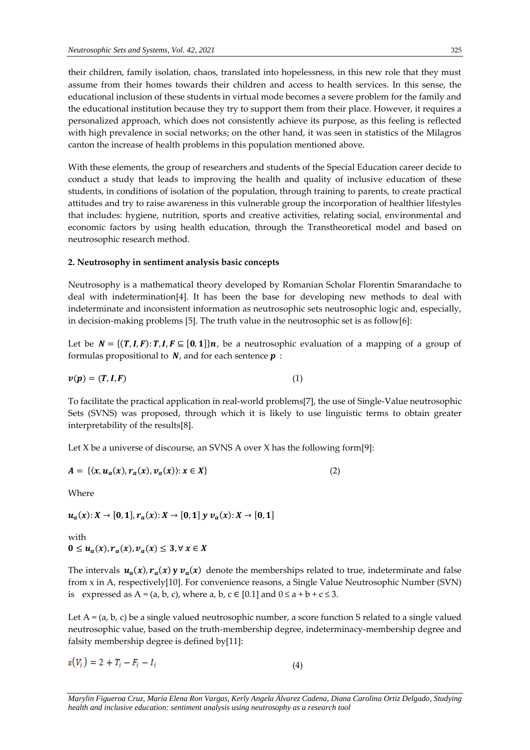their children, family isolation, chaos, translated into hopelessness, in this new role that they must assume from their homes towards their children and access to health services. In this sense, the educational inclusion of these students in virtual mode becomes a severe problem for the family and the educational institution because they try to support them from their place. However, it requires a personalized approach, which does not consistently achieve its purpose, as this feeling is reflected with high prevalence in social networks; on the other hand, it was seen in statistics of the Milagros canton the increase of health problems in this population mentioned above.

With these elements, the group of researchers and students of the Special Education career decide to conduct a study that leads to improving the health and quality of inclusive education of these students, in conditions of isolation of the population, through training to parents, to create practical attitudes and try to raise awareness in this vulnerable group the incorporation of healthier lifestyles that includes: hygiene, nutrition, sports and creative activities, relating social, environmental and economic factors by using health education, through the Transtheoretical model and based on neutrosophic research method.

## 2. Neutrosophy in sentiment analysis basic concepts

Neutrosophy is a mathematical theory developed by Romanian Scholar Florentin Smarandache to deal with indetermination[4]. It has been the base for developing new methods to deal with indeterminate and inconsistent information as neutrosophic sets neutrosophic logic and, especially, in decision-making problems [5]. The truth value in the neutrosophic set is as follow[6]:

Let be $\boldsymbol{N} = \{(\boldsymbol{T}, \boldsymbol{I}, \boldsymbol{F}) : \boldsymbol{T}, \boldsymbol{I}, \boldsymbol{F} \subseteq [\boldsymbol{0}, \boldsymbol{1}]\}\boldsymbol{n}$, be a neutrosophic evaluation of a mapping of a group of formulas propositional to $\boldsymbol{N}$, and for each sentence $\boldsymbol{p}$ :

$$\boldsymbol{v}(\boldsymbol{p}) = (\boldsymbol{T}, \boldsymbol{I}, \boldsymbol{F}) \quad (1)$$

To facilitate the practical application in real-world problems[7], the use of Single-Value neutrosophic Sets (SVNS) was proposed, through which it is likely to use linguistic terms to obtain greater interpretability of the results[8].

Let X be a universe of discourse, an SVNS A over X has the following form[9]:

$$\boldsymbol{A} = \{\langle \boldsymbol{x}, \boldsymbol{u_a}(\boldsymbol{x}), \boldsymbol{r_a}(\boldsymbol{x}), \boldsymbol{v_a}(\boldsymbol{x}) \rangle : \boldsymbol{x} \in \boldsymbol{X}\} \quad (2)$$

Where

$$\boldsymbol{u_a}(\boldsymbol{x}) : \boldsymbol{X} \to [\boldsymbol{0}, \boldsymbol{1}], \boldsymbol{r_a}(\boldsymbol{x}) : \boldsymbol{X} \to [\boldsymbol{0}, \boldsymbol{1}] \ \boldsymbol{y} \ \boldsymbol{v_a}(\boldsymbol{x}) : \boldsymbol{X} \to [\boldsymbol{0}, \boldsymbol{1}]$$

with

$$\boldsymbol{0} \leq \boldsymbol{u_a}(\boldsymbol{x}), \boldsymbol{r_a}(\boldsymbol{x}), \boldsymbol{v_a}(\boldsymbol{x}) \leq \boldsymbol{3}, \forall \ \boldsymbol{x} \in \boldsymbol{X}$$

The intervals $\boldsymbol{u_a}(\boldsymbol{x}), \boldsymbol{r_a}(\boldsymbol{x}) \ \boldsymbol{y} \ \boldsymbol{v_a}(\boldsymbol{x})$ denote the memberships related to true, indeterminate and false from x in A, respectively[10]. For convenience reasons, a Single Value Neutrosophic Number (SVN) is expressed as A = (a, b, c), where a, b, c ∈ [0.1] and $0 \leq a + b + c \leq 3$.

Let A = (a, b, c) be a single valued neutrosophic number, a score function S related to a single valued neutrosophic value, based on the truth-membership degree, indeterminacy-membership degree and falsity membership degree is defined by[11]:

$$s(V_i) = 2 + T_i - F_i - I_i \quad (4)$$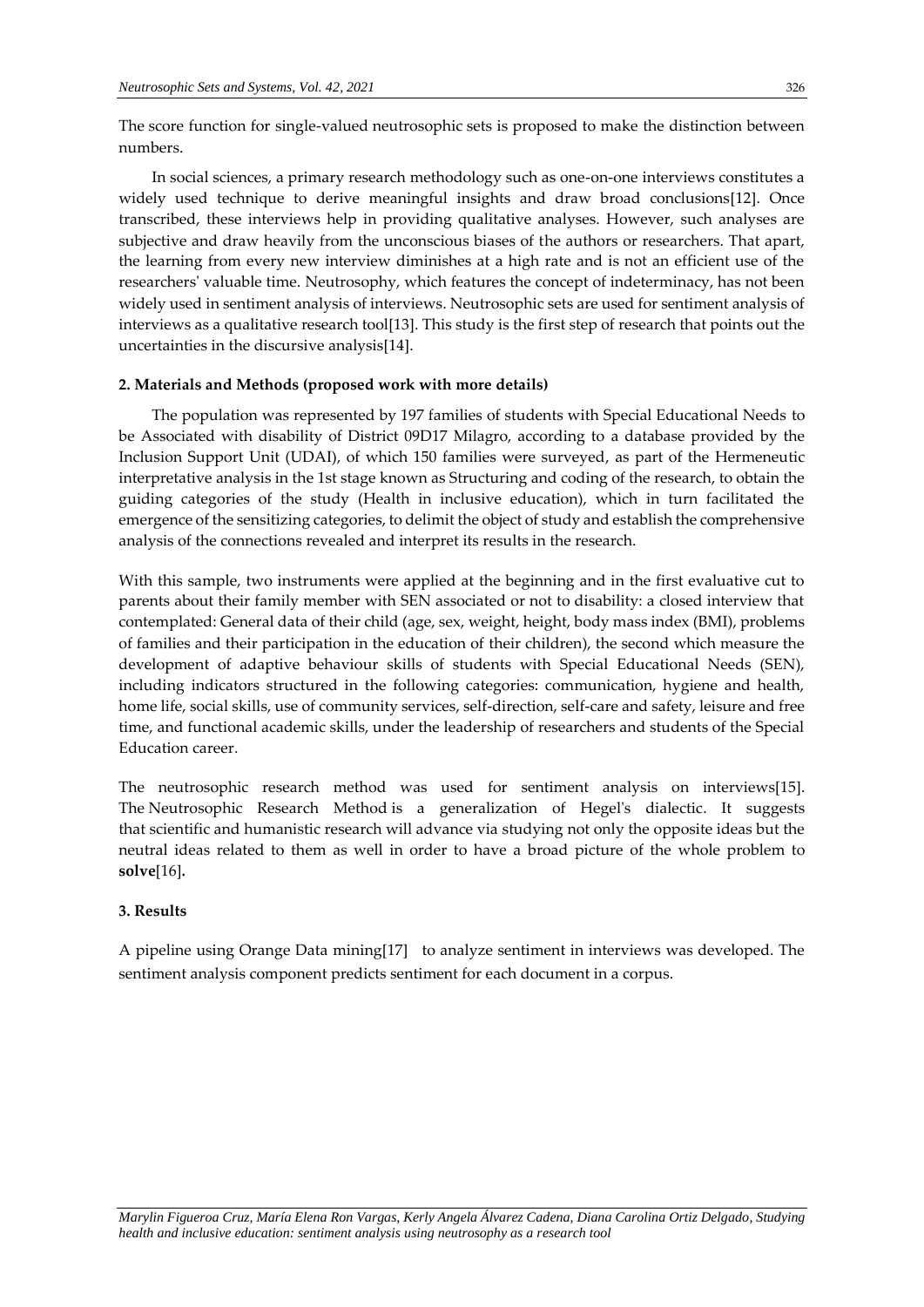The score function for single-valued neutrosophic sets is proposed to make the distinction between numbers.

In social sciences, a primary research methodology such as one-on-one interviews constitutes a widely used technique to derive meaningful insights and draw broad conclusions[12]. Once transcribed, these interviews help in providing qualitative analyses. However, such analyses are subjective and draw heavily from the unconscious biases of the authors or researchers. That apart, the learning from every new interview diminishes at a high rate and is not an efficient use of the researchers' valuable time. Neutrosophy, which features the concept of indeterminacy, has not been widely used in sentiment analysis of interviews. Neutrosophic sets are used for sentiment analysis of interviews as a qualitative research tool[13]. This study is the first step of research that points out the uncertainties in the discursive analysis[14].

## 2. Materials and Methods (proposed work with more details)

The population was represented by 197 families of students with Special Educational Needs to be Associated with disability of District 09D17 Milagro, according to a database provided by the Inclusion Support Unit (UDAI), of which 150 families were surveyed, as part of the Hermeneutic interpretative analysis in the 1st stage known as Structuring and coding of the research, to obtain the guiding categories of the study (Health in inclusive education), which in turn facilitated the emergence of the sensitizing categories, to delimit the object of study and establish the comprehensive analysis of the connections revealed and interpret its results in the research.

With this sample, two instruments were applied at the beginning and in the first evaluative cut to parents about their family member with SEN associated or not to disability: a closed interview that contemplated: General data of their child (age, sex, weight, height, body mass index (BMI), problems of families and their participation in the education of their children), the second which measure the development of adaptive behaviour skills of students with Special Educational Needs (SEN), including indicators structured in the following categories: communication, hygiene and health, home life, social skills, use of community services, self-direction, self-care and safety, leisure and free time, and functional academic skills, under the leadership of researchers and students of the Special Education career.

The neutrosophic research method was used for sentiment analysis on interviews[15]. The Neutrosophic Research Method is a generalization of Hegel's dialectic. It suggests that scientific and humanistic research will advance via studying not only the opposite ideas but the neutral ideas related to them as well in order to have a broad picture of the whole problem to **solve**[16].

## 3. Results

A pipeline using Orange Data mining[17] to analyze sentiment in interviews was developed. The sentiment analysis component predicts sentiment for each document in a corpus.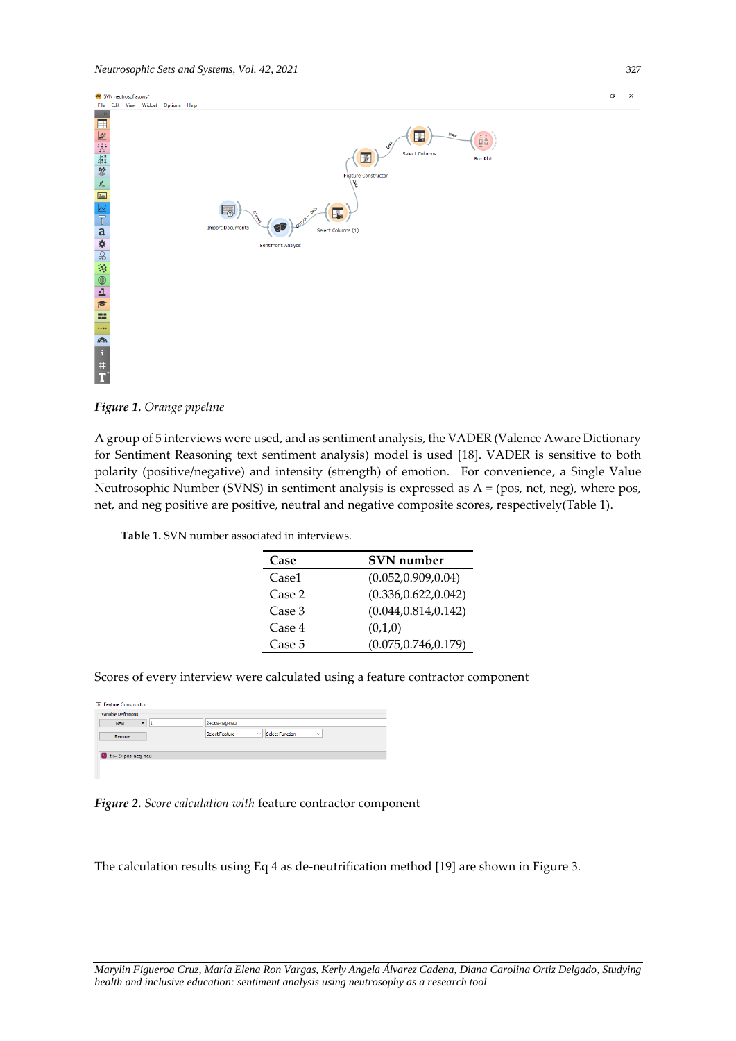*Figure 1. Orange pipeline*

A group of 5 interviews were used, and as sentiment analysis, the VADER (Valence Aware Dictionary for Sentiment Reasoning text sentiment analysis) model is used [18]. VADER is sensitive to both polarity (positive/negative) and intensity (strength) of emotion. For convenience, a Single Value Neutrosophic Number (SVNS) in sentiment analysis is expressed as A = (pos, net, neg), where pos, net, and neg positive are positive, neutral and negative composite scores, respectively(Table 1).

**Table 1.** SVN number associated in interviews.

| Case | SVN number |
|---|---|
| Case1 | (0.052,0.909,0.04) |
| Case 2 | (0.336,0.622,0.042) |
| Case 3 | (0.044,0.814,0.142) |
| Case 4 | (0,1,0) |
| Case 5 | (0.075,0.746,0.179) |

Scores of every interview were calculated using a feature contractor component

*Figure 2. Score calculation with* feature contractor component

The calculation results using Eq 4 as de-neutrification method [19] are shown in Figure 3.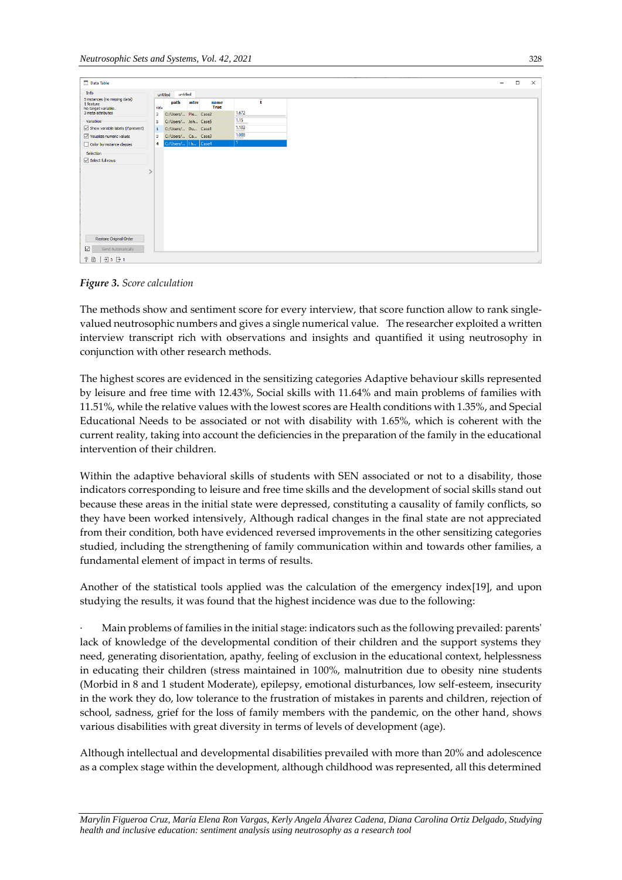**Figure 3.** *Score calculation*

The methods show and sentiment score for every interview, that score function allow to rank single-valued neutrosophic numbers and gives a single numerical value. The researcher exploited a written interview transcript rich with observations and insights and quantified it using neutrosophy in conjunction with other research methods.

The highest scores are evidenced in the sensitizing categories Adaptive behaviour skills represented by leisure and free time with 12.43%, Social skills with 11.64% and main problems of families with 11.51%, while the relative values with the lowest scores are Health conditions with 1.35%, and Special Educational Needs to be associated or not with disability with 1.65%, which is coherent with the current reality, taking into account the deficiencies in the preparation of the family in the educational intervention of their children.

Within the adaptive behavioral skills of students with SEN associated or not to a disability, those indicators corresponding to leisure and free time skills and the development of social skills stand out because these areas in the initial state were depressed, constituting a causality of family conflicts, so they have been worked intensively, Although radical changes in the final state are not appreciated from their condition, both have evidenced reversed improvements in the other sensitizing categories studied, including the strengthening of family communication within and towards other families, a fundamental element of impact in terms of results.

Another of the statistical tools applied was the calculation of the emergency index[19], and upon studying the results, it was found that the highest incidence was due to the following:

· Main problems of families in the initial stage: indicators such as the following prevailed: parents' lack of knowledge of the developmental condition of their children and the support systems they need, generating disorientation, apathy, feeling of exclusion in the educational context, helplessness in educating their children (stress maintained in 100%, malnutrition due to obesity nine students (Morbid in 8 and 1 student Moderate), epilepsy, emotional disturbances, low self-esteem, insecurity in the work they do, low tolerance to the frustration of mistakes in parents and children, rejection of school, sadness, grief for the loss of family members with the pandemic, on the other hand, shows various disabilities with great diversity in terms of levels of development (age).

Although intellectual and developmental disabilities prevailed with more than 20% and adolescence as a complex stage within the development, although childhood was represented, all this determined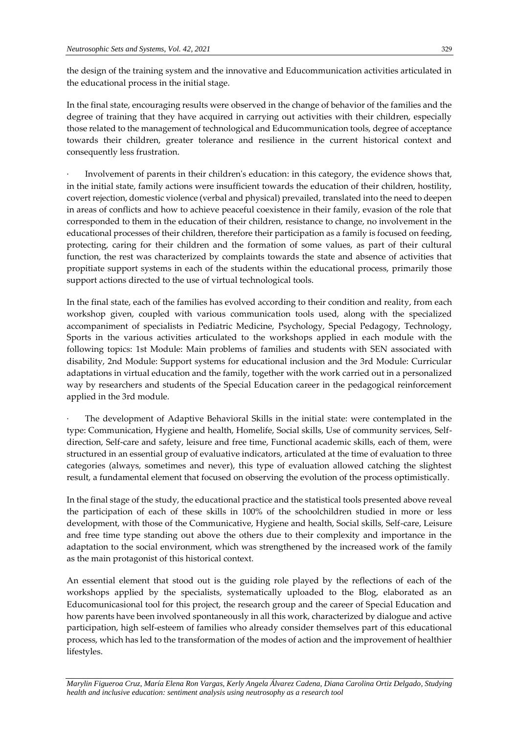the design of the training system and the innovative and Educommunication activities articulated in the educational process in the initial stage.

In the final state, encouraging results were observed in the change of behavior of the families and the degree of training that they have acquired in carrying out activities with their children, especially those related to the management of technological and Educommunication tools, degree of acceptance towards their children, greater tolerance and resilience in the current historical context and consequently less frustration.

· Involvement of parents in their children's education: in this category, the evidence shows that, in the initial state, family actions were insufficient towards the education of their children, hostility, covert rejection, domestic violence (verbal and physical) prevailed, translated into the need to deepen in areas of conflicts and how to achieve peaceful coexistence in their family, evasion of the role that corresponded to them in the education of their children, resistance to change, no involvement in the educational processes of their children, therefore their participation as a family is focused on feeding, protecting, caring for their children and the formation of some values, as part of their cultural function, the rest was characterized by complaints towards the state and absence of activities that propitiate support systems in each of the students within the educational process, primarily those support actions directed to the use of virtual technological tools.

In the final state, each of the families has evolved according to their condition and reality, from each workshop given, coupled with various communication tools used, along with the specialized accompaniment of specialists in Pediatric Medicine, Psychology, Special Pedagogy, Technology, Sports in the various activities articulated to the workshops applied in each module with the following topics: 1st Module: Main problems of families and students with SEN associated with disability, 2nd Module: Support systems for educational inclusion and the 3rd Module: Curricular adaptations in virtual education and the family, together with the work carried out in a personalized way by researchers and students of the Special Education career in the pedagogical reinforcement applied in the 3rd module.

· The development of Adaptive Behavioral Skills in the initial state: were contemplated in the type: Communication, Hygiene and health, Homelife, Social skills, Use of community services, Self-direction, Self-care and safety, leisure and free time, Functional academic skills, each of them, were structured in an essential group of evaluative indicators, articulated at the time of evaluation to three categories (always, sometimes and never), this type of evaluation allowed catching the slightest result, a fundamental element that focused on observing the evolution of the process optimistically.

In the final stage of the study, the educational practice and the statistical tools presented above reveal the participation of each of these skills in 100% of the schoolchildren studied in more or less development, with those of the Communicative, Hygiene and health, Social skills, Self-care, Leisure and free time type standing out above the others due to their complexity and importance in the adaptation to the social environment, which was strengthened by the increased work of the family as the main protagonist of this historical context.

An essential element that stood out is the guiding role played by the reflections of each of the workshops applied by the specialists, systematically uploaded to the Blog, elaborated as an Educomunicasional tool for this project, the research group and the career of Special Education and how parents have been involved spontaneously in all this work, characterized by dialogue and active participation, high self-esteem of families who already consider themselves part of this educational process, which has led to the transformation of the modes of action and the improvement of healthier lifestyles.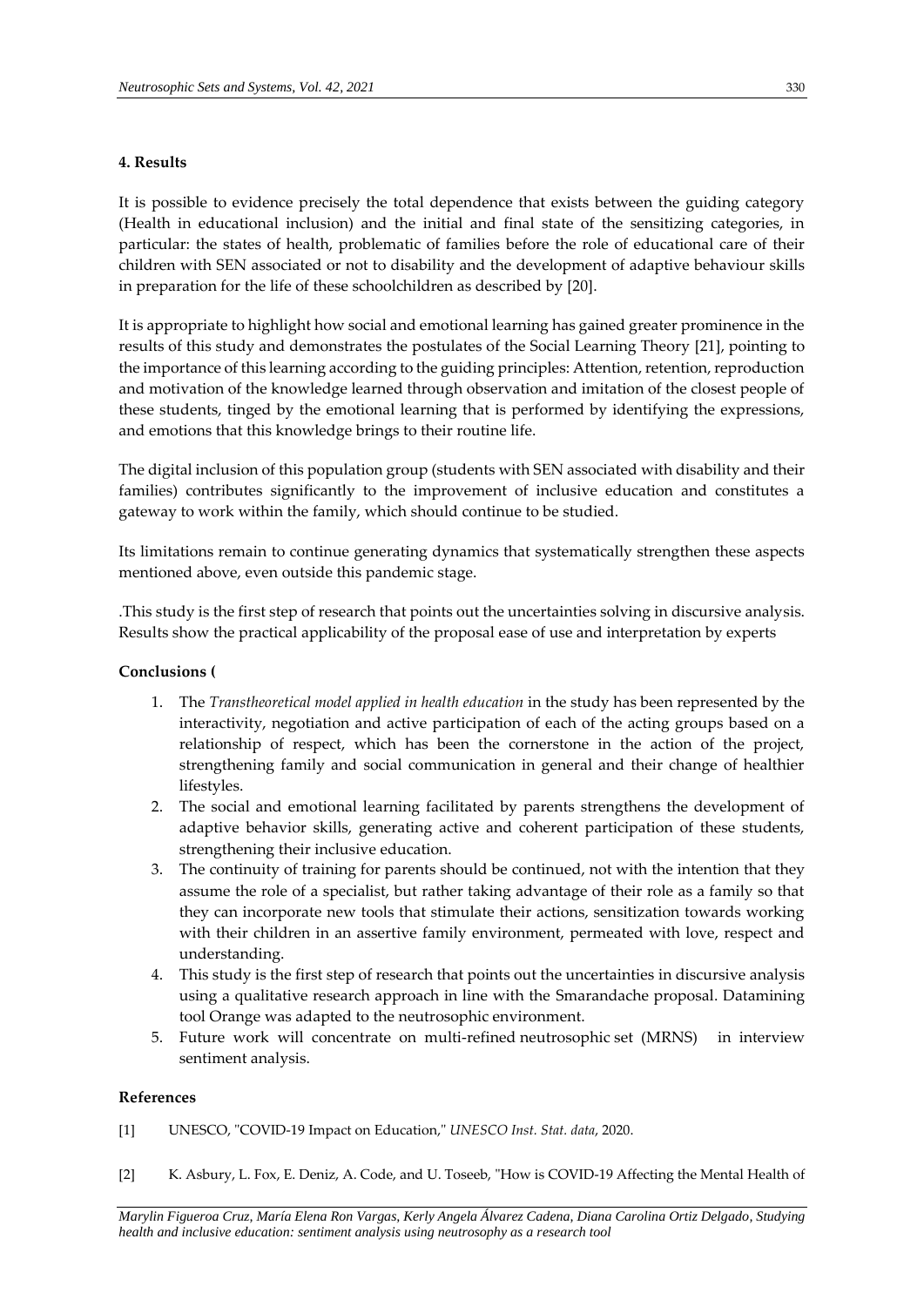## 4. Results

It is possible to evidence precisely the total dependence that exists between the guiding category (Health in educational inclusion) and the initial and final state of the sensitizing categories, in particular: the states of health, problematic of families before the role of educational care of their children with SEN associated or not to disability and the development of adaptive behaviour skills in preparation for the life of these schoolchildren as described by [20].

It is appropriate to highlight how social and emotional learning has gained greater prominence in the results of this study and demonstrates the postulates of the Social Learning Theory [21], pointing to the importance of this learning according to the guiding principles: Attention, retention, reproduction and motivation of the knowledge learned through observation and imitation of the closest people of these students, tinged by the emotional learning that is performed by identifying the expressions, and emotions that this knowledge brings to their routine life.

The digital inclusion of this population group (students with SEN associated with disability and their families) contributes significantly to the improvement of inclusive education and constitutes a gateway to work within the family, which should continue to be studied.

Its limitations remain to continue generating dynamics that systematically strengthen these aspects mentioned above, even outside this pandemic stage.

.This study is the first step of research that points out the uncertainties solving in discursive analysis. Results show the practical applicability of the proposal ease of use and interpretation by experts

## Conclusions (

1. The *Transtheoretical model applied in health education* in the study has been represented by the interactivity, negotiation and active participation of each of the acting groups based on a relationship of respect, which has been the cornerstone in the action of the project, strengthening family and social communication in general and their change of healthier lifestyles.
2. The social and emotional learning facilitated by parents strengthens the development of adaptive behavior skills, generating active and coherent participation of these students, strengthening their inclusive education.
3. The continuity of training for parents should be continued, not with the intention that they assume the role of a specialist, but rather taking advantage of their role as a family so that they can incorporate new tools that stimulate their actions, sensitization towards working with their children in an assertive family environment, permeated with love, respect and understanding.
4. This study is the first step of research that points out the uncertainties in discursive analysis using a qualitative research approach in line with the Smarandache proposal. Datamining tool Orange was adapted to the neutrosophic environment.
5. Future work will concentrate on multi-refined neutrosophic set (MRNS) in interview sentiment analysis.

## References

[1] UNESCO, "COVID-19 Impact on Education," *UNESCO Inst. Stat. data*, 2020.

[2] K. Asbury, L. Fox, E. Deniz, A. Code, and U. Toseeb, "How is COVID-19 Affecting the Mental Health of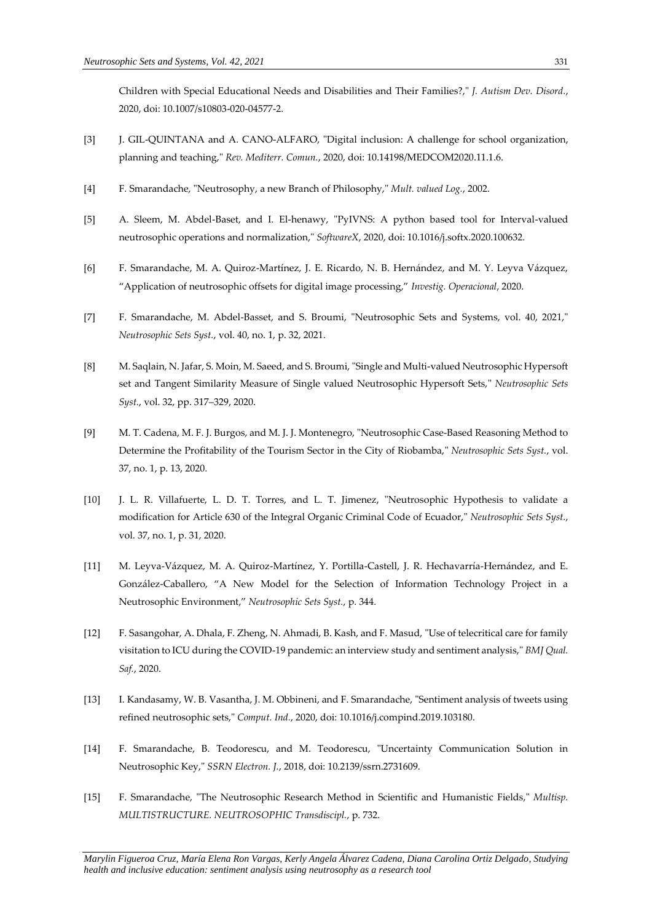Children with Special Educational Needs and Disabilities and Their Families?," *J. Autism Dev. Disord.*, 2020, doi: 10.1007/s10803-020-04577-2.

[3] J. GIL-QUINTANA and A. CANO-ALFARO, "Digital inclusion: A challenge for school organization, planning and teaching," *Rev. Mediterr. Comun.*, 2020, doi: 10.14198/MEDCOM2020.11.1.6.

[4] F. Smarandache, "Neutrosophy, a new Branch of Philosophy," *Mult. valued Log.*, 2002.

[5] A. Sleem, M. Abdel-Baset, and I. El-henawy, "PyIVNS: A python based tool for Interval-valued neutrosophic operations and normalization," *SoftwareX*, 2020, doi: 10.1016/j.softx.2020.100632.

[6] F. Smarandache, M. A. Quiroz-Martínez, J. E. Ricardo, N. B. Hernández, and M. Y. Leyva Vázquez, "Application of neutrosophic offsets for digital image processing," *Investig. Operacional*, 2020.

[7] F. Smarandache, M. Abdel-Basset, and S. Broumi, "Neutrosophic Sets and Systems, vol. 40, 2021," *Neutrosophic Sets Syst.*, vol. 40, no. 1, p. 32, 2021.

[8] M. Saqlain, N. Jafar, S. Moin, M. Saeed, and S. Broumi, "Single and Multi-valued Neutrosophic Hypersoft set and Tangent Similarity Measure of Single valued Neutrosophic Hypersoft Sets," *Neutrosophic Sets Syst.*, vol. 32, pp. 317–329, 2020.

[9] M. T. Cadena, M. F. J. Burgos, and M. J. J. Montenegro, "Neutrosophic Case-Based Reasoning Method to Determine the Profitability of the Tourism Sector in the City of Riobamba," *Neutrosophic Sets Syst.*, vol. 37, no. 1, p. 13, 2020.

[10] J. L. R. Villafuerte, L. D. T. Torres, and L. T. Jimenez, "Neutrosophic Hypothesis to validate a modification for Article 630 of the Integral Organic Criminal Code of Ecuador," *Neutrosophic Sets Syst.*, vol. 37, no. 1, p. 31, 2020.

[11] M. Leyva-Vázquez, M. A. Quiroz-Martínez, Y. Portilla-Castell, J. R. Hechavarría-Hernández, and E. González-Caballero, "A New Model for the Selection of Information Technology Project in a Neutrosophic Environment," *Neutrosophic Sets Syst.*, p. 344.

[12] F. Sasangohar, A. Dhala, F. Zheng, N. Ahmadi, B. Kash, and F. Masud, "Use of telecritical care for family visitation to ICU during the COVID-19 pandemic: an interview study and sentiment analysis," *BMJ Qual. Saf.*, 2020.

[13] I. Kandasamy, W. B. Vasantha, J. M. Obbineni, and F. Smarandache, "Sentiment analysis of tweets using refined neutrosophic sets," *Comput. Ind.*, 2020, doi: 10.1016/j.compind.2019.103180.

[14] F. Smarandache, B. Teodorescu, and M. Teodorescu, "Uncertainty Communication Solution in Neutrosophic Key," *SSRN Electron. J.*, 2018, doi: 10.2139/ssrn.2731609.

[15] F. Smarandache, "The Neutrosophic Research Method in Scientific and Humanistic Fields," *Multisp. MULTISTRUCTURE. NEUTROSOPHIC Transdiscipl.*, p. 732.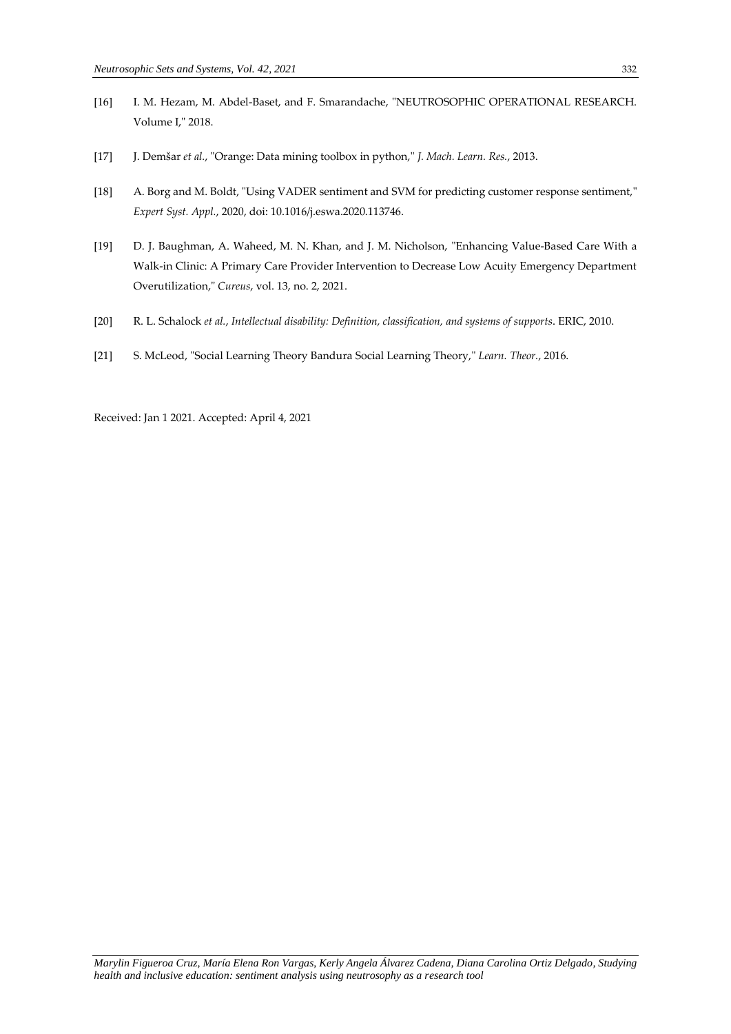[16] I. M. Hezam, M. Abdel-Baset, and F. Smarandache, "NEUTROSOPHIC OPERATIONAL RESEARCH. Volume I," 2018.

[17] J. Demšar *et al.*, "Orange: Data mining toolbox in python," *J. Mach. Learn. Res.*, 2013.

[18] A. Borg and M. Boldt, "Using VADER sentiment and SVM for predicting customer response sentiment," *Expert Syst. Appl.*, 2020, doi: 10.1016/j.eswa.2020.113746.

[19] D. J. Baughman, A. Waheed, M. N. Khan, and J. M. Nicholson, "Enhancing Value-Based Care With a Walk-in Clinic: A Primary Care Provider Intervention to Decrease Low Acuity Emergency Department Overutilization," *Cureus*, vol. 13, no. 2, 2021.

[20] R. L. Schalock *et al.*, *Intellectual disability: Definition, classification, and systems of supports*. ERIC, 2010.

[21] S. McLeod, "Social Learning Theory Bandura Social Learning Theory," *Learn. Theor.*, 2016.

Received: Jan 1 2021. Accepted: April 4, 2021